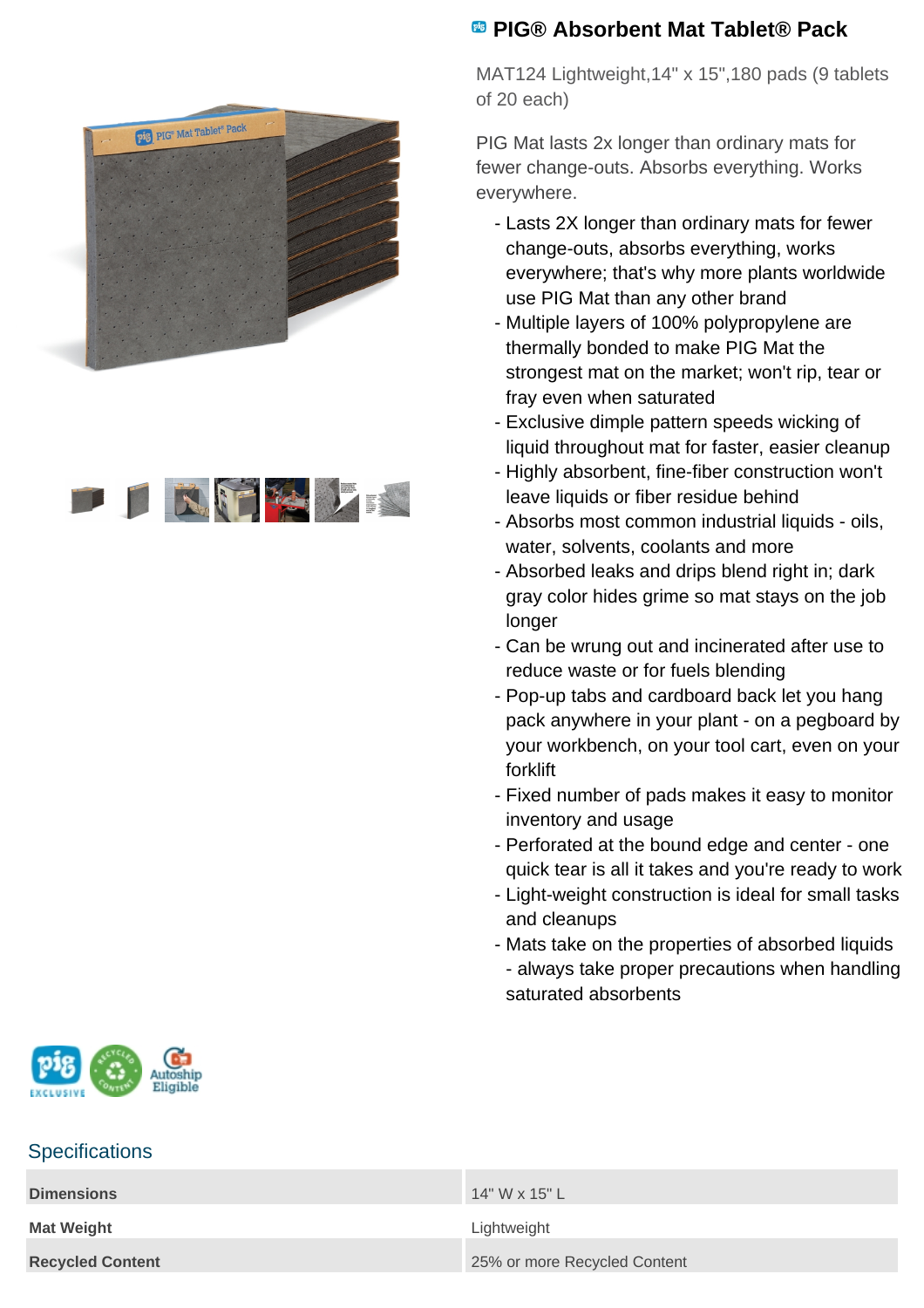# PIG® Absorbent Mat Tablet® Pack

MAT124 Lightweight,14" x 15",180 pads (9 tablets of 20 each)

PIG Mat lasts 2x longer than ordinary mats for fewer change-outs. Absorbs everything. Works everywhere.

- Lasts 2X longer than ordinary mats for fewer change-outs, absorbs everything, works everywhere; that's why more plants worldwide use PIG Mat than any other brand
- Multiple layers of 100% polypropylene are thermally bonded to make PIG Mat the strongest mat on the market; won't rip, tear or fray even when saturated
- Exclusive dimple pattern speeds wicking of liquid throughout mat for faster, easier cleanup
- Highly absorbent, fine-fiber construction won't leave liquids or fiber residue behind
- Absorbs most common industrial liquids - oils, water, solvents, coolants and more
- Absorbed leaks and drips blend right in; dark gray color hides grime so mat stays on the job longer
- Can be wrung out and incinerated after use to reduce waste or for fuels blending
- Pop-up tabs and cardboard back let you hang pack anywhere in your plant - on a pegboard by your workbench, on your tool cart, even on your forklift
- Fixed number of pads makes it easy to monitor inventory and usage
- Perforated at the bound edge and center - one quick tear is all it takes and you're ready to work
- Light-weight construction is ideal for small tasks and cleanups
- Mats take on the properties of absorbed liquids - always take proper precautions when handling saturated absorbents

## Specifications

| | |
|---|---|
| **Dimensions** | 14" W x 15" L |
| **Mat Weight** | Lightweight |
| **Recycled Content** | 25% or more Recycled Content |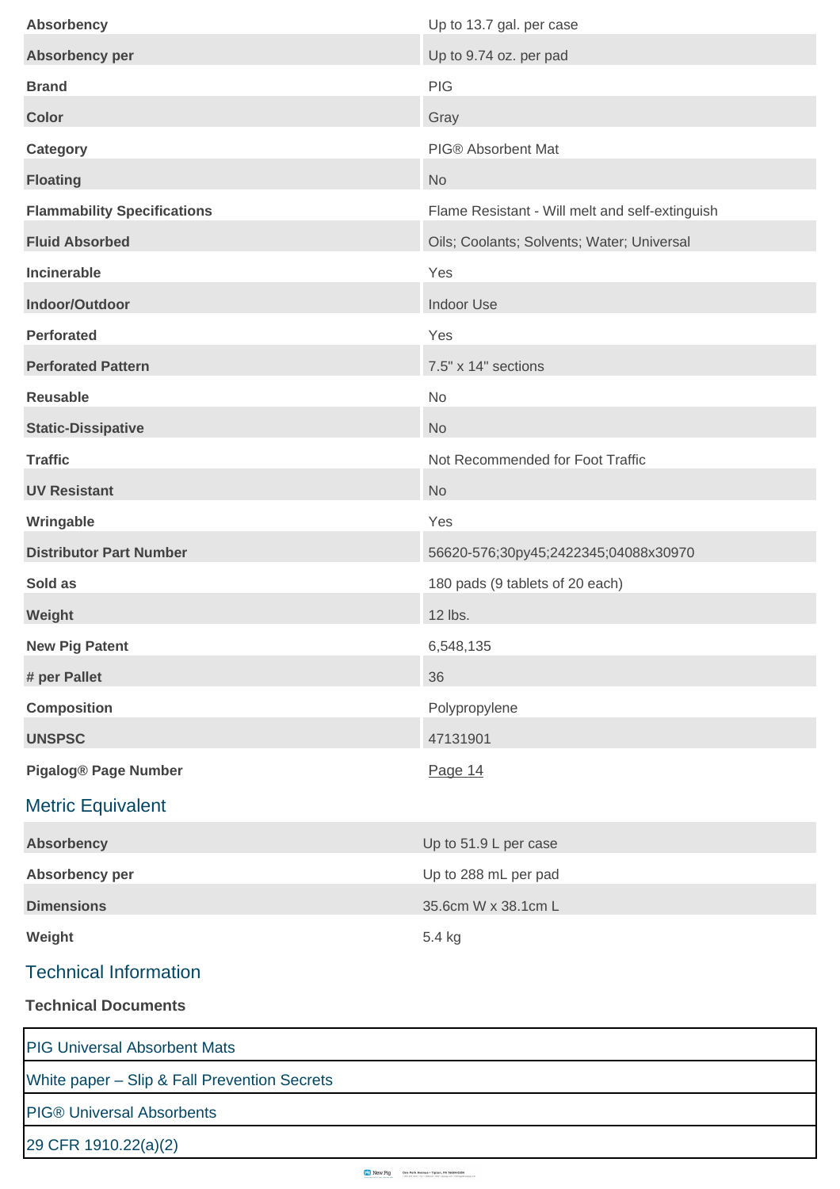| | |
|---|---|
| **Absorbency** | Up to 13.7 gal. per case |
| **Absorbency per** | Up to 9.74 oz. per pad |
| **Brand** | PIG |
| **Color** | Gray |
| **Category** | PIG® Absorbent Mat |
| **Floating** | No |
| **Flammability Specifications** | Flame Resistant - Will melt and self-extinguish |
| **Fluid Absorbed** | Oils; Coolants; Solvents; Water; Universal |
| **Incinerable** | Yes |
| **Indoor/Outdoor** | Indoor Use |
| **Perforated** | Yes |
| **Perforated Pattern** | 7.5" x 14" sections |
| **Reusable** | No |
| **Static-Dissipative** | No |
| **Traffic** | Not Recommended for Foot Traffic |
| **UV Resistant** | No |
| **Wringable** | Yes |
| **Distributor Part Number** | 56620-576;30py45;2422345;04088x30970 |
| **Sold as** | 180 pads (9 tablets of 20 each) |
| **Weight** | 12 lbs. |
| **New Pig Patent** | 6,548,135 |
| **# per Pallet** | 36 |
| **Composition** | Polypropylene |
| **UNSPSC** | 47131901 |
| **Pigalog® Page Number** | Page 14 |

## Metric Equivalent

| | |
|---|---|
| **Absorbency** | Up to 51.9 L per case |
| **Absorbency per** | Up to 288 mL per pad |
| **Dimensions** | 35.6cm W x 38.1cm L |
| **Weight** | 5.4 kg |

## Technical Information

### Technical Documents

| |
|---|
| PIG Universal Absorbent Mats |
| White paper – Slip & Fall Prevention Secrets |
| PIG® Universal Absorbents |
| 29 CFR 1910.22(a)(2) |